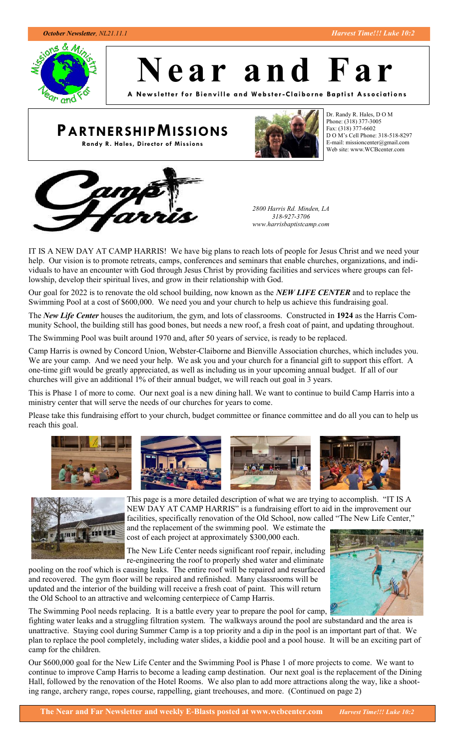# Near and Far

**A Newsletter for Bienville and Webster-Claiborne Baptist Associations**

## PARTNERSHIP MISSIONS

**Randy R. Hales, Director of Missions**

Dr. Randy R. Hales, D O M
Phone: (318) 377-3005
Fax: (318) 377-6602
D O M's Cell Phone: 318-518-8297
E-mail: missioncenter@gmail.com
Web site: www.WCBcenter.com

## Camp Harris

*2800 Harris Rd. Minden, LA*
*318-927-3706*
*www.harrisbaptistcamp.com*

IT IS A NEW DAY AT CAMP HARRIS! We have big plans to reach lots of people for Jesus Christ and we need your help. Our vision is to promote retreats, camps, conferences and seminars that enable churches, organizations, and individuals to have an encounter with God through Jesus Christ by providing facilities and services where groups can fellowship, develop their spiritual lives, and grow in their relationship with God.

Our goal for 2022 is to renovate the old school building, now known as the ***NEW LIFE CENTER*** and to replace the Swimming Pool at a cost of $600,000. We need you and your church to help us achieve this fundraising goal.

The ***New Life Center*** houses the auditorium, the gym, and lots of classrooms. Constructed in **1924** as the Harris Community School, the building still has good bones, but needs a new roof, a fresh coat of paint, and updating throughout.

The Swimming Pool was built around 1970 and, after 50 years of service, is ready to be replaced.

Camp Harris is owned by Concord Union, Webster-Claiborne and Bienville Association churches, which includes you. We are your camp. And we need your help. We ask you and your church for a financial gift to support this effort. A one-time gift would be greatly appreciated, as well as including us in your upcoming annual budget. If all of our churches will give an additional 1% of their annual budget, we will reach out goal in 3 years.

This is Phase 1 of more to come. Our next goal is a new dining hall. We want to continue to build Camp Harris into a ministry center that will serve the needs of our churches for years to come.

Please take this fundraising effort to your church, budget committee or finance committee and do all you can to help us reach this goal.

This page is a more detailed description of what we are trying to accomplish. "IT IS A NEW DAY AT CAMP HARRIS" is a fundraising effort to aid in the improvement our facilities, specifically renovation of the Old School, now called "The New Life Center," and the replacement of the swimming pool. We estimate the cost of each project at approximately $300,000 each.

The New Life Center needs significant roof repair, including re-engineering the roof to properly shed water and eliminate pooling on the roof which is causing leaks. The entire roof will be repaired and resurfaced and recovered. The gym floor will be repaired and refinished. Many classrooms will be updated and the interior of the building will receive a fresh coat of paint. This will return the Old School to an attractive and welcoming centerpiece of Camp Harris.

The Swimming Pool needs replacing. It is a battle every year to prepare the pool for camp, fighting water leaks and a struggling filtration system. The walkways around the pool are substandard and the area is unattractive. Staying cool during Summer Camp is a top priority and a dip in the pool is an important part of that. We plan to replace the pool completely, including water slides, a kiddie pool and a pool house. It will be an exciting part of camp for the children.

Our $600,000 goal for the New Life Center and the Swimming Pool is Phase 1 of more projects to come. We want to continue to improve Camp Harris to become a leading camp destination. Our next goal is the replacement of the Dining Hall, followed by the renovation of the Hotel Rooms. We also plan to add more attractions along the way, like a shooting range, archery range, ropes course, rappelling, giant treehouses, and more. (Continued on page 2)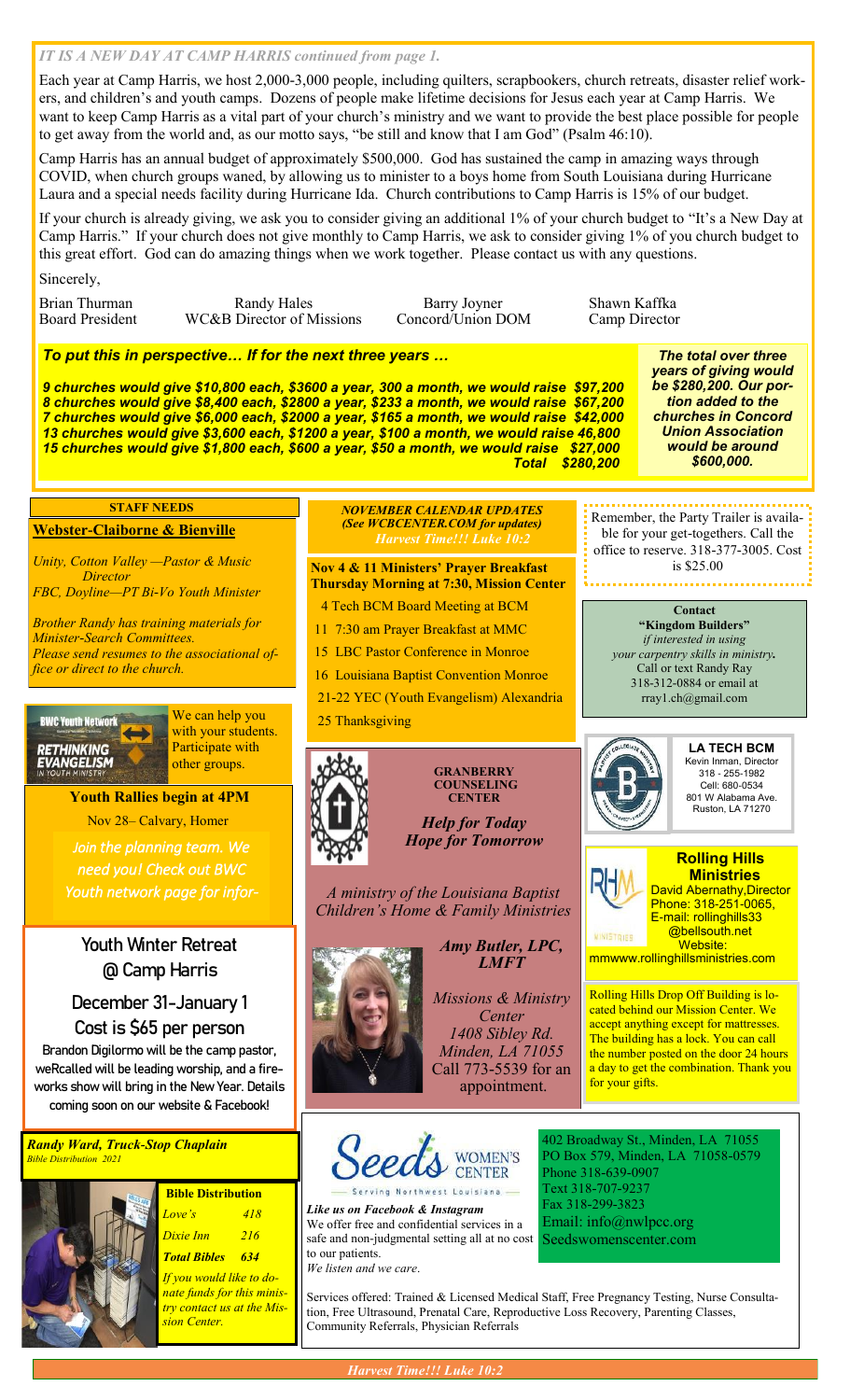*IT IS A NEW DAY AT CAMP HARRIS continued from page 1.*

Each year at Camp Harris, we host 2,000-3,000 people, including quilters, scrapbookers, church retreats, disaster relief workers, and children's and youth camps. Dozens of people make lifetime decisions for Jesus each year at Camp Harris. We want to keep Camp Harris as a vital part of your church's ministry and we want to provide the best place possible for people to get away from the world and, as our motto says, "be still and know that I am God" (Psalm 46:10).

Camp Harris has an annual budget of approximately $500,000. God has sustained the camp in amazing ways through COVID, when church groups waned, by allowing us to minister to a boys home from South Louisiana during Hurricane Laura and a special needs facility during Hurricane Ida. Church contributions to Camp Harris is 15% of our budget.

If your church is already giving, we ask you to consider giving an additional 1% of your church budget to "It's a New Day at Camp Harris." If your church does not give monthly to Camp Harris, we ask to consider giving 1% of you church budget to this great effort. God can do amazing things when we work together. Please contact us with any questions.

Sincerely,

| | | | |
|---|---|---|---|
| Brian Thurman | Randy Hales | Barry Joyner | Shawn Kaffka |
| Board President | WC&B Director of Missions | Concord/Union DOM | Camp Director |

***To put this in perspective… If for the next three years …***

***9 churches would give $10,800 each, $3600 a year, 300 a month, we would raise $97,200***
***8 churches would give $8,400 each, $2800 a year, $233 a month, we would raise $67,200***
***7 churches would give $6,000 each, $2000 a year, $165 a month, we would raise $42,000***
***13 churches would give $3,600 each, $1200 a year, $100 a month, we would raise 46,800***
***15 churches would give $1,800 each, $600 a year, $50 a month, we would raise $27,000***
***Total $280,200***

***The total over three years of giving would be $280,200. Our portion added to the churches in Concord Union Association would be around $600,000.***

**STAFF NEEDS**

**Webster-Claiborne & Bienville**

*Unity, Cotton Valley —Pastor & Music Director*
*FBC, Doyline—PT Bi-Vo Youth Minister*

*Brother Randy has training materials for Minister-Search Committees.*
*Please send resumes to the associational office or direct to the church.*

BWC Youth Network — RETHINKING EVANGELISM IN YOUTH MINISTRY

We can help you with your students. Participate with other groups.

**Youth Rallies begin at 4PM**

Nov 28– Calvary, Homer

Join the planning team. We need you! Check out BWC Youth network page for infor-

## Youth Winter Retreat @ Camp Harris

## December 31-January 1
## Cost is $65 per person

Brandon Digilormo will be the camp pastor, weRcalled will be leading worship, and a fireworks show will bring in the New Year. Details coming soon on our website & Facebook!

***Randy Ward, Truck-Stop Chaplain***
*Bible Distribution 2021*

| **Bible Distribution** | |
|---|---|
| *Love's* | *418* |
| *Dixie Inn* | *216* |
| ***Total Bibles*** | ***634*** |

*If you would like to donate funds for this ministry contact us at the Mission Center.*

***NOVEMBER CALENDAR UPDATES***
***(See WCBCENTER.COM for updates)***
***Harvest Time!!! Luke 10:2***

**Nov 4 & 11 Ministers' Prayer Breakfast Thursday Morning at 7:30, Mission Center**

- 4 Tech BCM Board Meeting at BCM
- 11 7:30 am Prayer Breakfast at MMC
- 15 LBC Pastor Conference in Monroe
- 16 Louisiana Baptist Convention Monroe
- 21-22 YEC (Youth Evangelism) Alexandria
- 25 Thanksgiving

**GRANBERRY COUNSELING CENTER**

***Help for Today***
***Hope for Tomorrow***

*A ministry of the Louisiana Baptist Children's Home & Family Ministries*

***Amy Butler, LPC, LMFT***

*Missions & Ministry Center*
*1408 Sibley Rd.*
*Minden, LA 71055*
Call 773-5539 for an appointment.

Remember, the Party Trailer is available for your get-togethers. Call the office to reserve. 318-377-3005. Cost is $25.00

**Contact**
**"Kingdom Builders"**
*if interested in using your carpentry skills in ministry.*
Call or text Randy Ray
318-312-0884 or email at
rray1.ch@gmail.com

**LA TECH BCM**
Kevin Inman, Director
318 - 255-1982
Cell: 680-0534
801 W Alabama Ave.
Ruston, LA 71270

**Rolling Hills Ministries**
David Abernathy,Director
Phone: 318-251-0065,
E-mail: rollinghills33
@bellsouth.net
Website:
mmwww.rollinghillsministries.com

Rolling Hills Drop Off Building is located behind our Mission Center. We accept anything except for mattresses. The building has a lock. You can call the number posted on the door 24 hours a day to get the combination. Thank you for your gifts.

Seeds WOMEN'S CENTER — Serving Northwest Louisiana

***Like us on Facebook & Instagram***
We offer free and confidential services in a safe and non-judgmental setting all at no cost to our patients.
*We listen and we care.*

402 Broadway St., Minden, LA 71055
PO Box 579, Minden, LA 71058-0579
Phone 318-639-0907
Text 318-707-9237
Fax 318-299-3823
Email: info@nwlpcc.org
Seedswomenscenter.com

Services offered: Trained & Licensed Medical Staff, Free Pregnancy Testing, Nurse Consultation, Free Ultrasound, Prenatal Care, Reproductive Loss Recovery, Parenting Classes, Community Referrals, Physician Referrals

*Harvest Time!!! Luke 10:2*